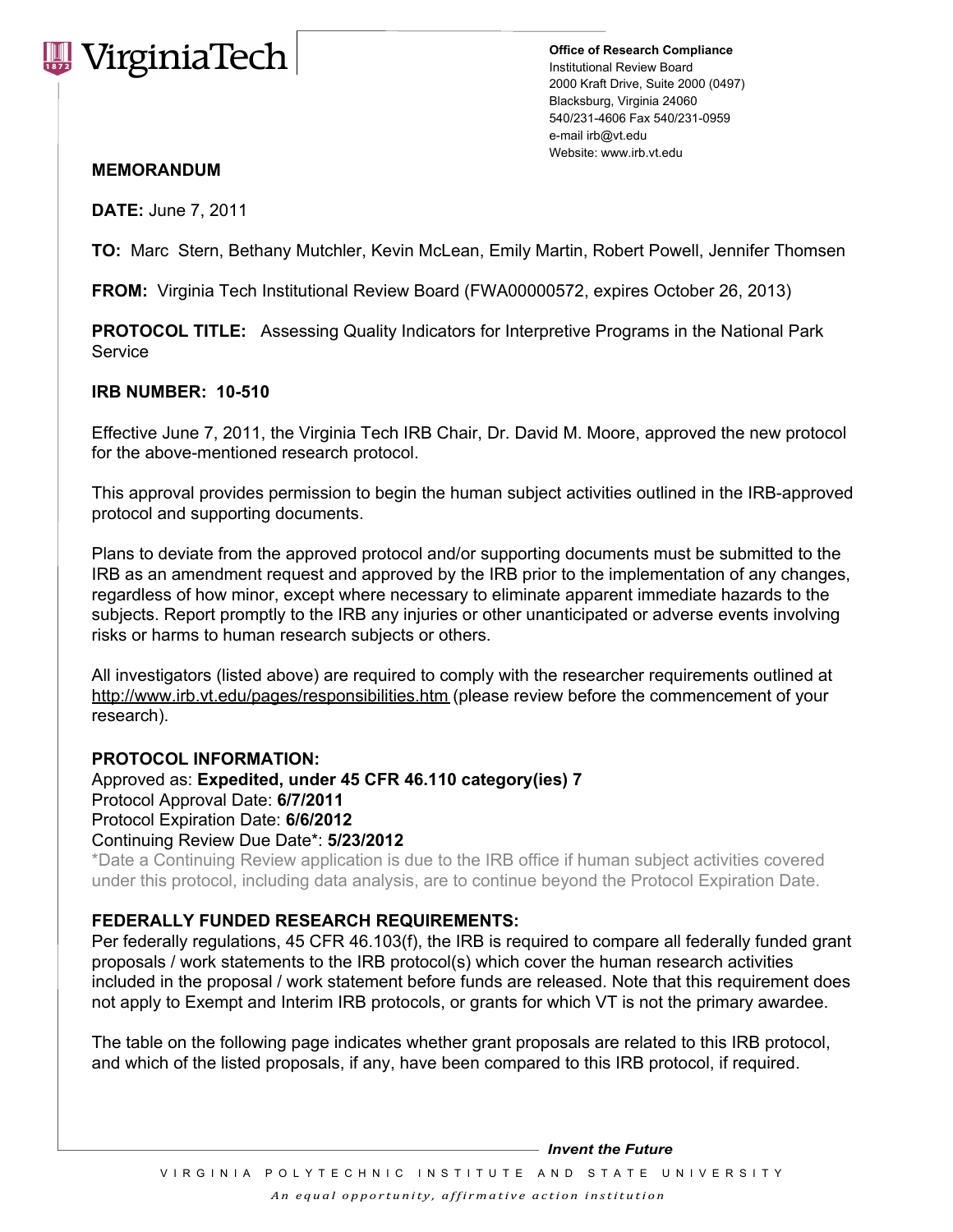VirginiaTech

**Office of Research Compliance**
Institutional Review Board
2000 Kraft Drive, Suite 2000 (0497)
Blacksburg, Virginia 24060
540/231-4606 Fax 540/231-0959
e-mail irb@vt.edu
Website: www.irb.vt.edu

**MEMORANDUM**

**DATE:** June 7, 2011

**TO:** Marc Stern, Bethany Mutchler, Kevin McLean, Emily Martin, Robert Powell, Jennifer Thomsen

**FROM:** Virginia Tech Institutional Review Board (FWA00000572, expires October 26, 2013)

**PROTOCOL TITLE:** Assessing Quality Indicators for Interpretive Programs in the National Park Service

**IRB NUMBER: 10-510**

Effective June 7, 2011, the Virginia Tech IRB Chair, Dr. David M. Moore, approved the new protocol for the above-mentioned research protocol.

This approval provides permission to begin the human subject activities outlined in the IRB-approved protocol and supporting documents.

Plans to deviate from the approved protocol and/or supporting documents must be submitted to the IRB as an amendment request and approved by the IRB prior to the implementation of any changes, regardless of how minor, except where necessary to eliminate apparent immediate hazards to the subjects. Report promptly to the IRB any injuries or other unanticipated or adverse events involving risks or harms to human research subjects or others.

All investigators (listed above) are required to comply with the researcher requirements outlined at http://www.irb.vt.edu/pages/responsibilities.htm (please review before the commencement of your research).

**PROTOCOL INFORMATION:**

Approved as: **Expedited, under 45 CFR 46.110 category(ies) 7**
Protocol Approval Date: **6/7/2011**
Protocol Expiration Date: **6/6/2012**
Continuing Review Due Date*: **5/23/2012**
*Date a Continuing Review application is due to the IRB office if human subject activities covered under this protocol, including data analysis, are to continue beyond the Protocol Expiration Date.

**FEDERALLY FUNDED RESEARCH REQUIREMENTS:**

Per federally regulations, 45 CFR 46.103(f), the IRB is required to compare all federally funded grant proposals / work statements to the IRB protocol(s) which cover the human research activities included in the proposal / work statement before funds are released. Note that this requirement does not apply to Exempt and Interim IRB protocols, or grants for which VT is not the primary awardee.

The table on the following page indicates whether grant proposals are related to this IRB protocol, and which of the listed proposals, if any, have been compared to this IRB protocol, if required.

*Invent the Future*

VIRGINIA POLYTECHNIC INSTITUTE AND STATE UNIVERSITY

*An equal opportunity, affirmative action institution*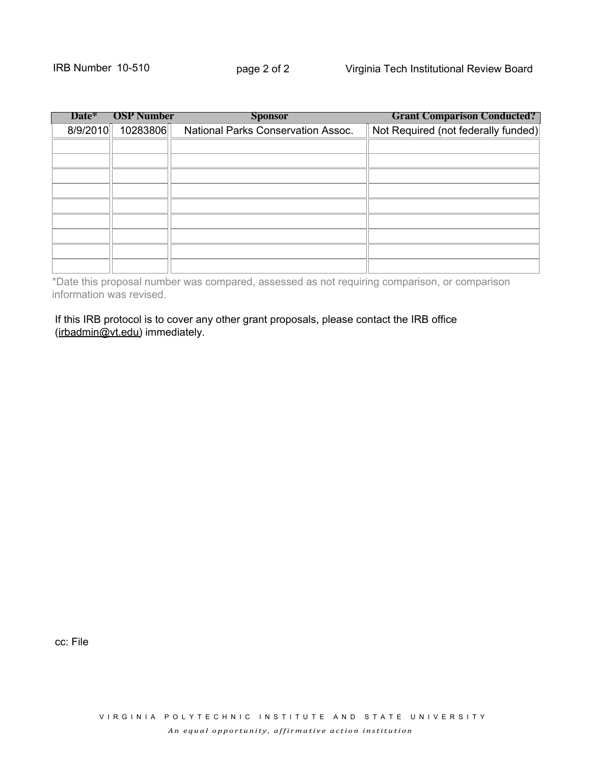| Date* | OSP Number | Sponsor | Grant Comparison Conducted? |
| --- | --- | --- | --- |
| 8/9/2010 | 10283806 | National Parks Conservation Assoc. | Not Required (not federally funded) |
| | | | |
| | | | |
| | | | |
| | | | |
| | | | |
| | | | |
| | | | |
| | | | |
| | | | |

*Date this proposal number was compared, assessed as not requiring comparison, or comparison information was revised.

If this IRB protocol is to cover any other grant proposals, please contact the IRB office (irbadmin@vt.edu) immediately.

cc: File

VIRGINIA POLYTECHNIC INSTITUTE AND STATE UNIVERSITY

*An equal opportunity, affirmative action institution*